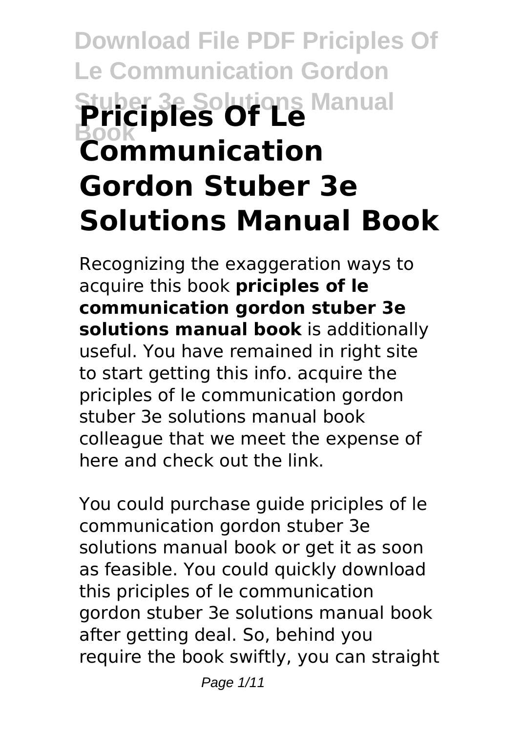# Priciples Of Le Communication Gordon Stuber 3e Solutions Manual Book

Recognizing the exaggeration ways to acquire this book **priciples of le communication gordon stuber 3e solutions manual book** is additionally useful. You have remained in right site to start getting this info. acquire the priciples of le communication gordon stuber 3e solutions manual book colleague that we meet the expense of here and check out the link.

You could purchase guide priciples of le communication gordon stuber 3e solutions manual book or get it as soon as feasible. You could quickly download this priciples of le communication gordon stuber 3e solutions manual book after getting deal. So, behind you require the book swiftly, you can straight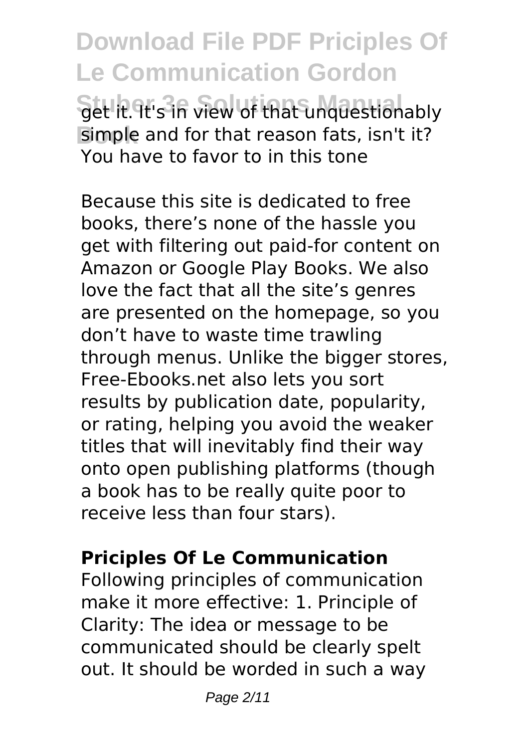get it. It's in view of that unquestionably simple and for that reason fats, isn't it? You have to favor to in this tone

Because this site is dedicated to free books, there's none of the hassle you get with filtering out paid-for content on Amazon or Google Play Books. We also love the fact that all the site's genres are presented on the homepage, so you don't have to waste time trawling through menus. Unlike the bigger stores, Free-Ebooks.net also lets you sort results by publication date, popularity, or rating, helping you avoid the weaker titles that will inevitably find their way onto open publishing platforms (though a book has to be really quite poor to receive less than four stars).

**Priciples Of Le Communication**

Following principles of communication make it more effective: 1. Principle of Clarity: The idea or message to be communicated should be clearly spelt out. It should be worded in such a way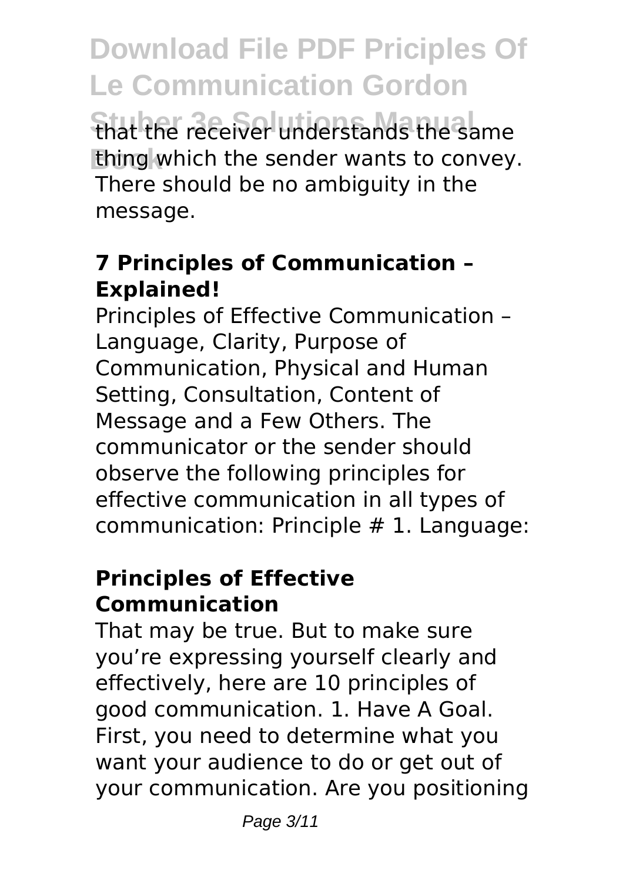that the receiver understands the same thing which the sender wants to convey. There should be no ambiguity in the message.

### 7 Principles of Communication – Explained!

Principles of Effective Communication – Language, Clarity, Purpose of Communication, Physical and Human Setting, Consultation, Content of Message and a Few Others. The communicator or the sender should observe the following principles for effective communication in all types of communication: Principle # 1. Language:

### Principles of Effective Communication

That may be true. But to make sure you're expressing yourself clearly and effectively, here are 10 principles of good communication. 1. Have A Goal. First, you need to determine what you want your audience to do or get out of your communication. Are you positioning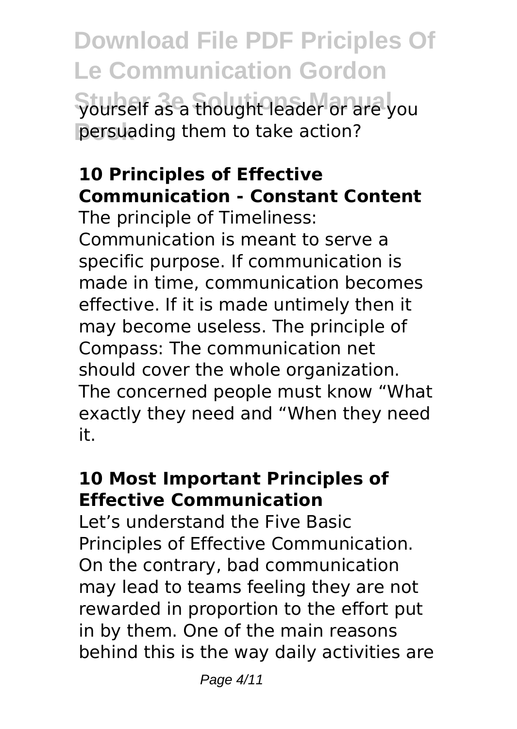yourself as a thought leader or are you persuading them to take action?

### 10 Principles of Effective Communication - Constant Content

The principle of Timeliness: Communication is meant to serve a specific purpose. If communication is made in time, communication becomes effective. If it is made untimely then it may become useless. The principle of Compass: The communication net should cover the whole organization. The concerned people must know "What exactly they need and "When they need it.

### 10 Most Important Principles of Effective Communication

Let's understand the Five Basic Principles of Effective Communication. On the contrary, bad communication may lead to teams feeling they are not rewarded in proportion to the effort put in by them. One of the main reasons behind this is the way daily activities are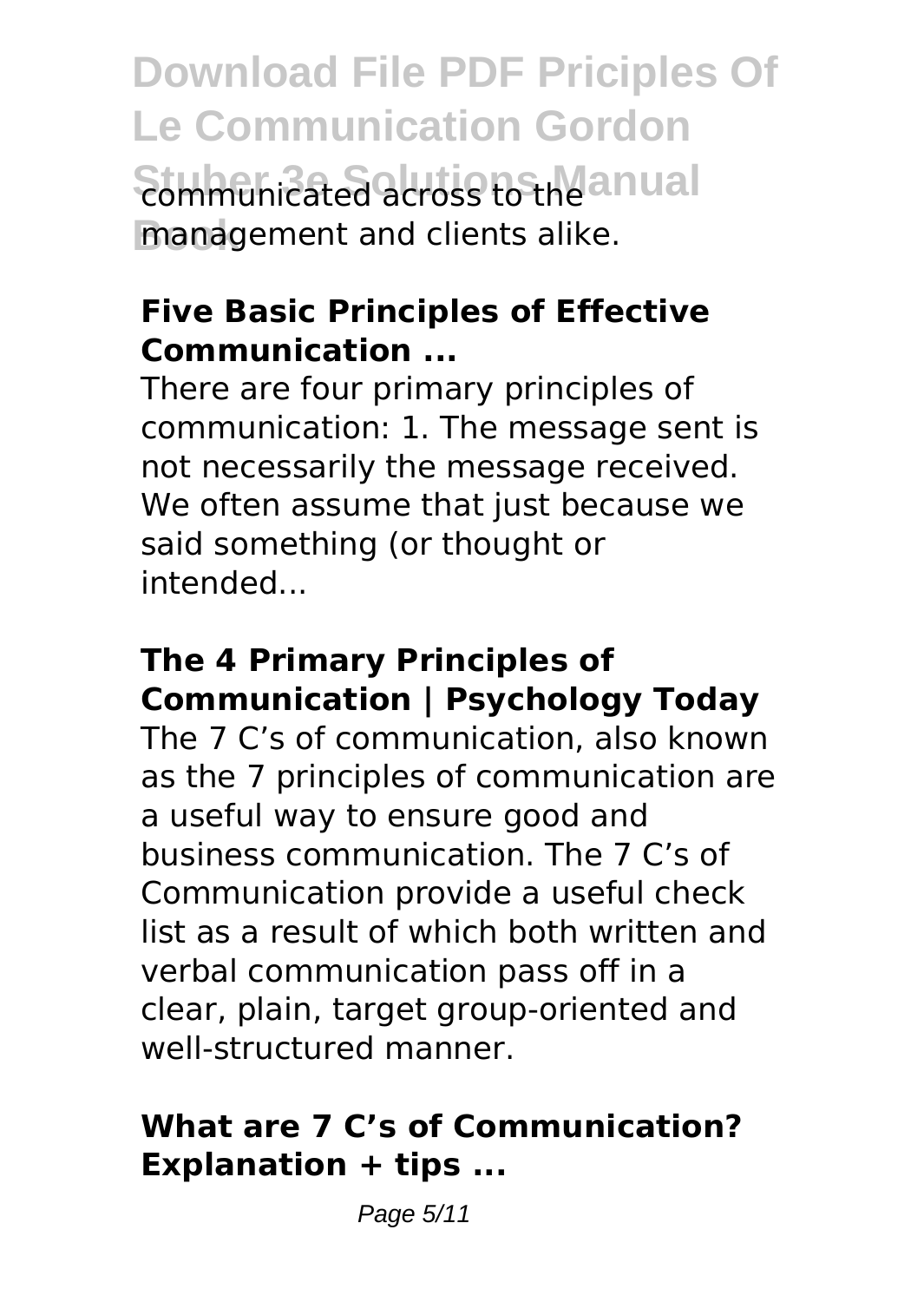communicated across to the management and clients alike.

**Five Basic Principles of Effective Communication ...**

There are four primary principles of communication: 1. The message sent is not necessarily the message received. We often assume that just because we said something (or thought or intended...

**The 4 Primary Principles of Communication | Psychology Today**

The 7 C's of communication, also known as the 7 principles of communication are a useful way to ensure good and business communication. The 7 C's of Communication provide a useful check list as a result of which both written and verbal communication pass off in a clear, plain, target group-oriented and well-structured manner.

**What are 7 C's of Communication? Explanation + tips ...**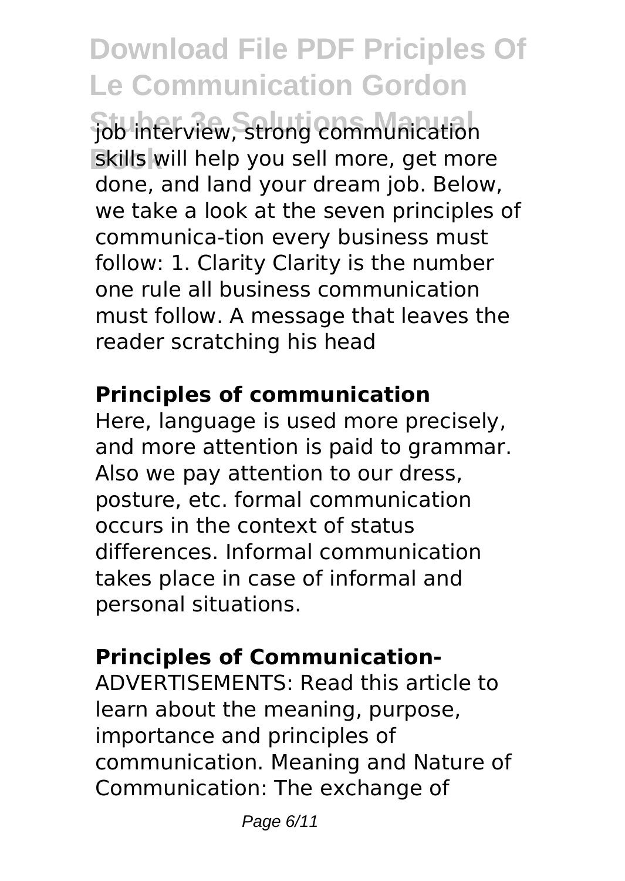job interview, strong communication skills will help you sell more, get more done, and land your dream job. Below, we take a look at the seven principles of communica-tion every business must follow: 1. Clarity Clarity is the number one rule all business communication must follow. A message that leaves the reader scratching his head

### Principles of communication

Here, language is used more precisely, and more attention is paid to grammar. Also we pay attention to our dress, posture, etc. formal communication occurs in the context of status differences. Informal communication takes place in case of informal and personal situations.

### Principles of Communication-

ADVERTISEMENTS: Read this article to learn about the meaning, purpose, importance and principles of communication. Meaning and Nature of Communication: The exchange of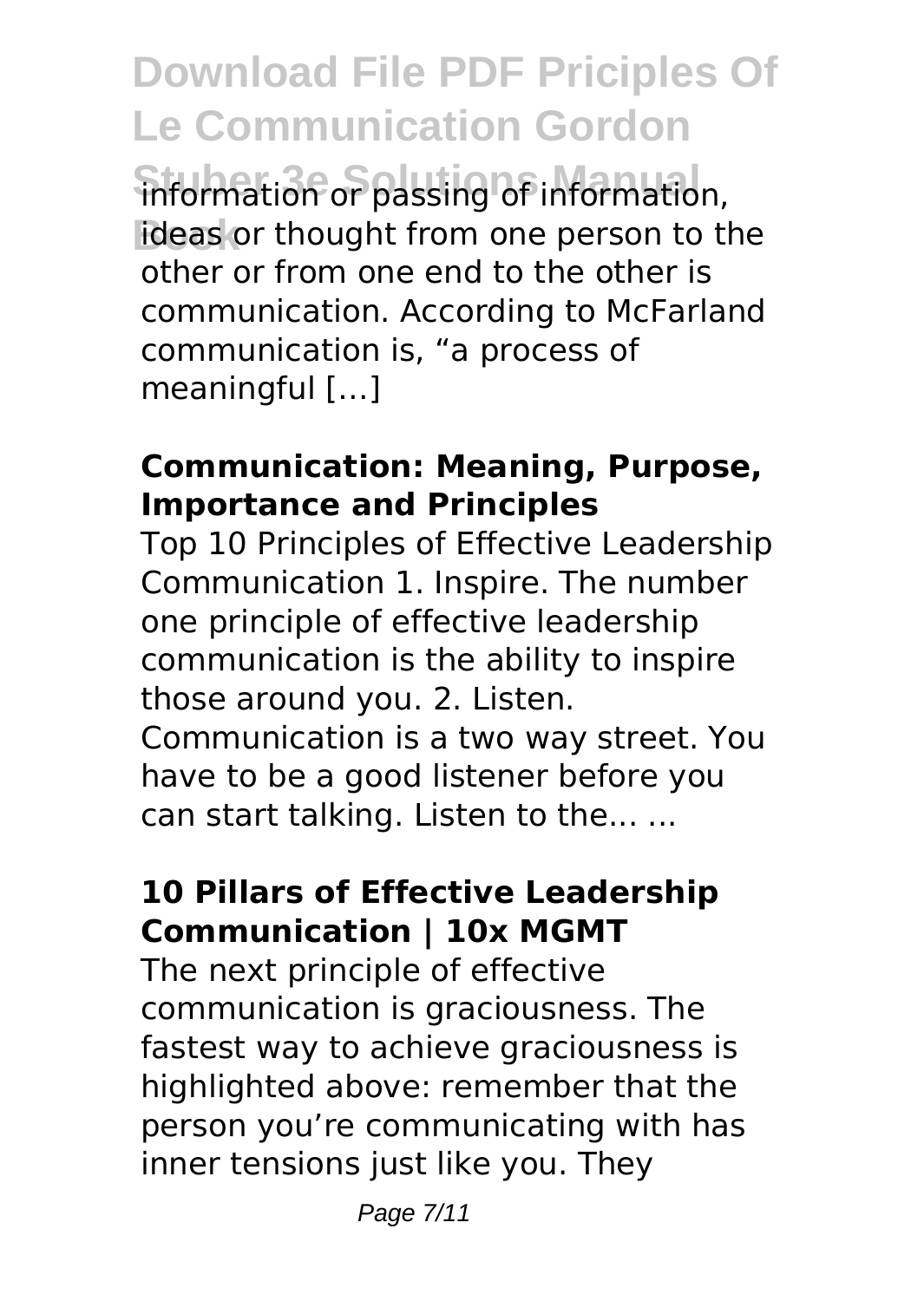information or passing of information, ideas or thought from one person to the other or from one end to the other is communication. According to McFarland communication is, "a process of meaningful […]

### Communication: Meaning, Purpose, Importance and Principles

Top 10 Principles of Effective Leadership Communication 1. Inspire. The number one principle of effective leadership communication is the ability to inspire those around you. 2. Listen. Communication is a two way street. You have to be a good listener before you can start talking. Listen to the... ...

### 10 Pillars of Effective Leadership Communication | 10x MGMT

The next principle of effective communication is graciousness. The fastest way to achieve graciousness is highlighted above: remember that the person you're communicating with has inner tensions just like you. They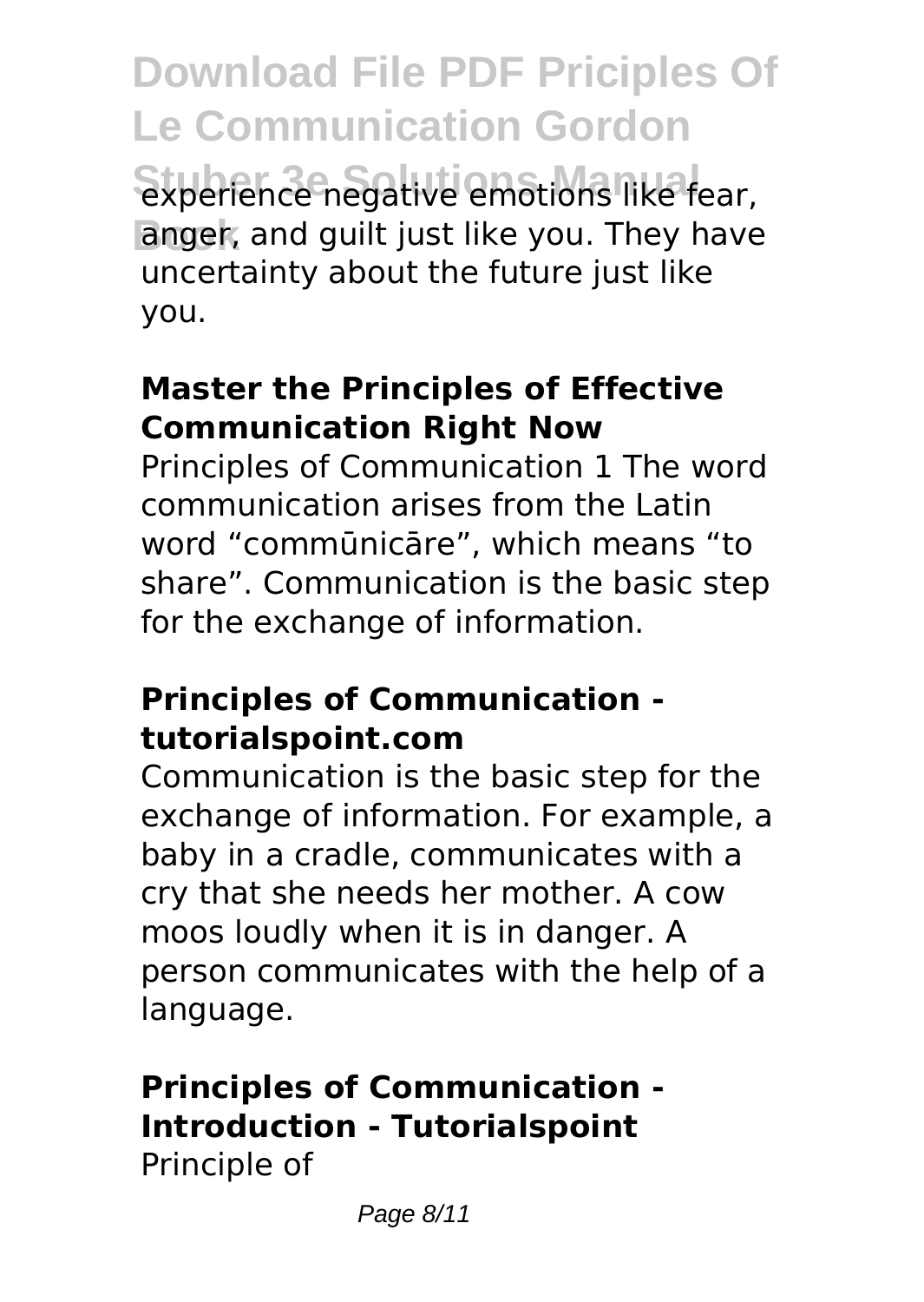experience negative emotions like fear, anger, and guilt just like you. They have uncertainty about the future just like you.

### Master the Principles of Effective Communication Right Now

Principles of Communication 1 The word communication arises from the Latin word “commūnicāre”, which means “to share”. Communication is the basic step for the exchange of information.

### Principles of Communication - tutorialspoint.com

Communication is the basic step for the exchange of information. For example, a baby in a cradle, communicates with a cry that she needs her mother. A cow moos loudly when it is in danger. A person communicates with the help of a language.

### Principles of Communication - Introduction - Tutorialspoint

Principle of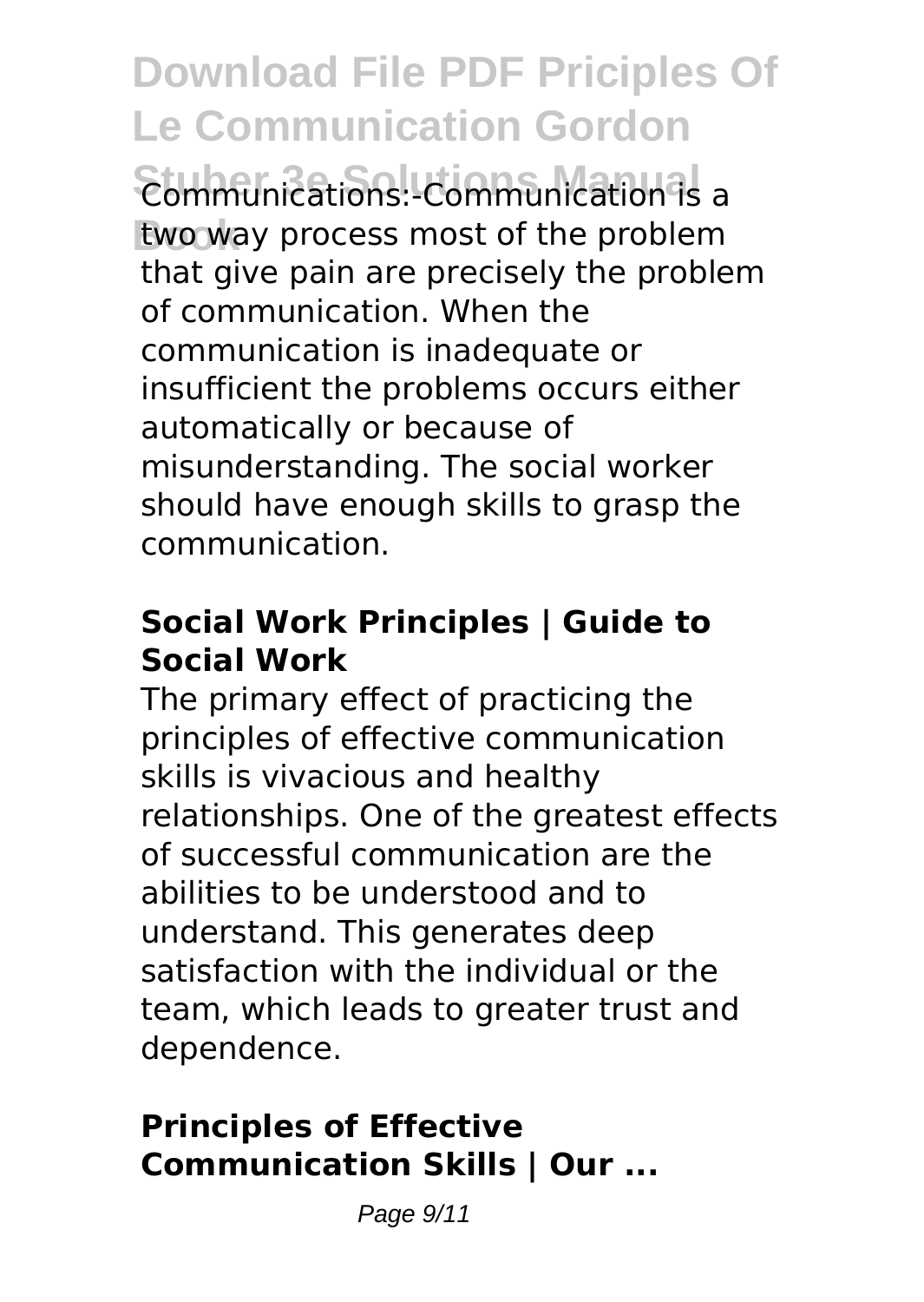Communications:-Communication is a two way process most of the problem that give pain are precisely the problem of communication. When the communication is inadequate or insufficient the problems occurs either automatically or because of misunderstanding. The social worker should have enough skills to grasp the communication.

### **Social Work Principles | Guide to Social Work**

The primary effect of practicing the principles of effective communication skills is vivacious and healthy relationships. One of the greatest effects of successful communication are the abilities to be understood and to understand. This generates deep satisfaction with the individual or the team, which leads to greater trust and dependence.

### **Principles of Effective Communication Skills | Our ...**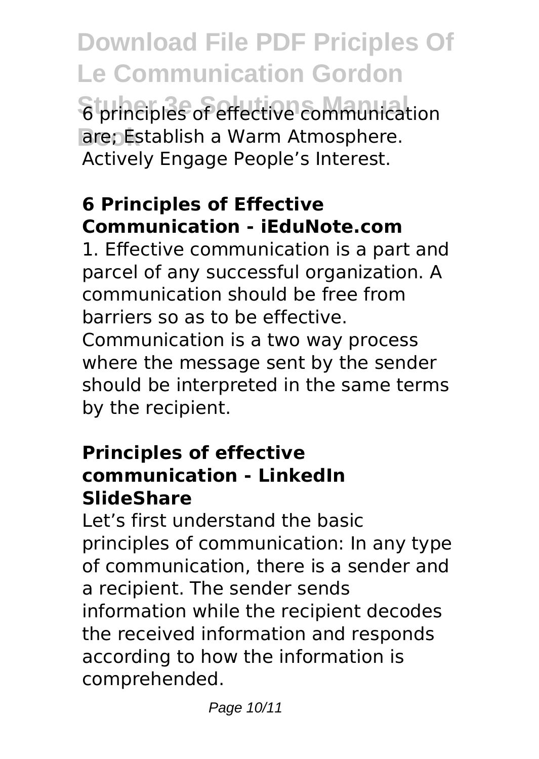6 principles of effective communication are; Establish a Warm Atmosphere. Actively Engage People's Interest.

### 6 Principles of Effective Communication - iEduNote.com

1. Effective communication is a part and parcel of any successful organization. A communication should be free from barriers so as to be effective. Communication is a two way process where the message sent by the sender should be interpreted in the same terms by the recipient.

### Principles of effective communication - LinkedIn SlideShare

Let's first understand the basic principles of communication: In any type of communication, there is a sender and a recipient. The sender sends information while the recipient decodes the received information and responds according to how the information is comprehended.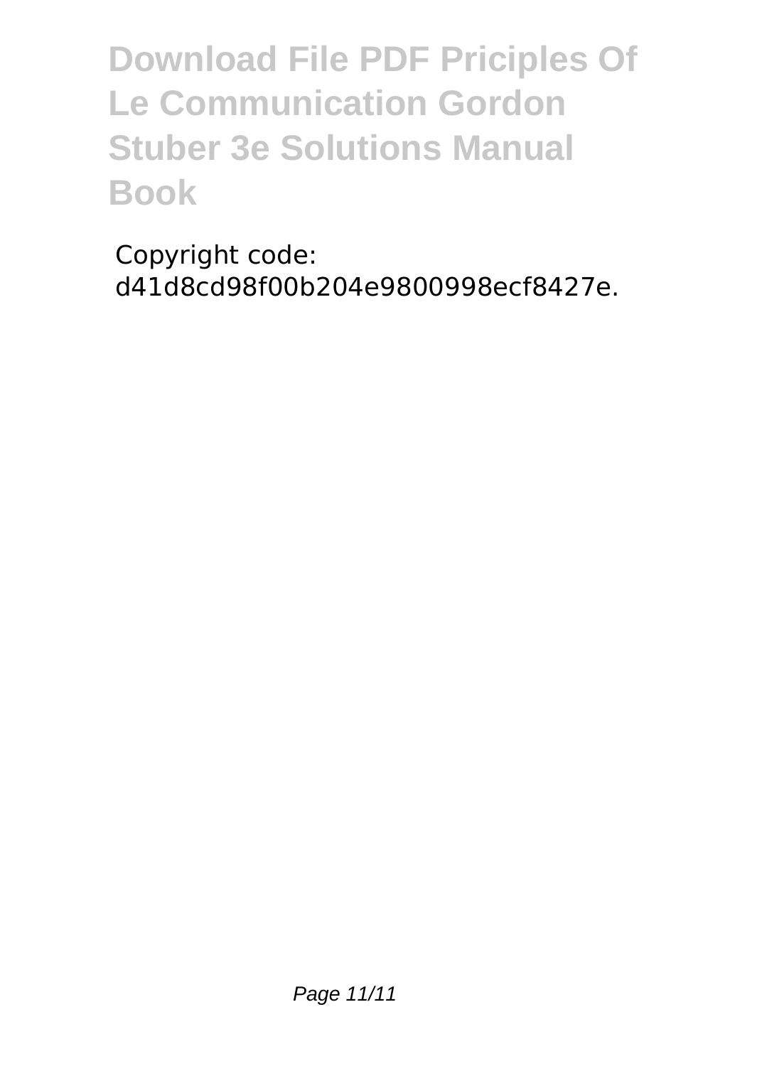Copyright code: d41d8cd98f00b204e9800998ecf8427e.